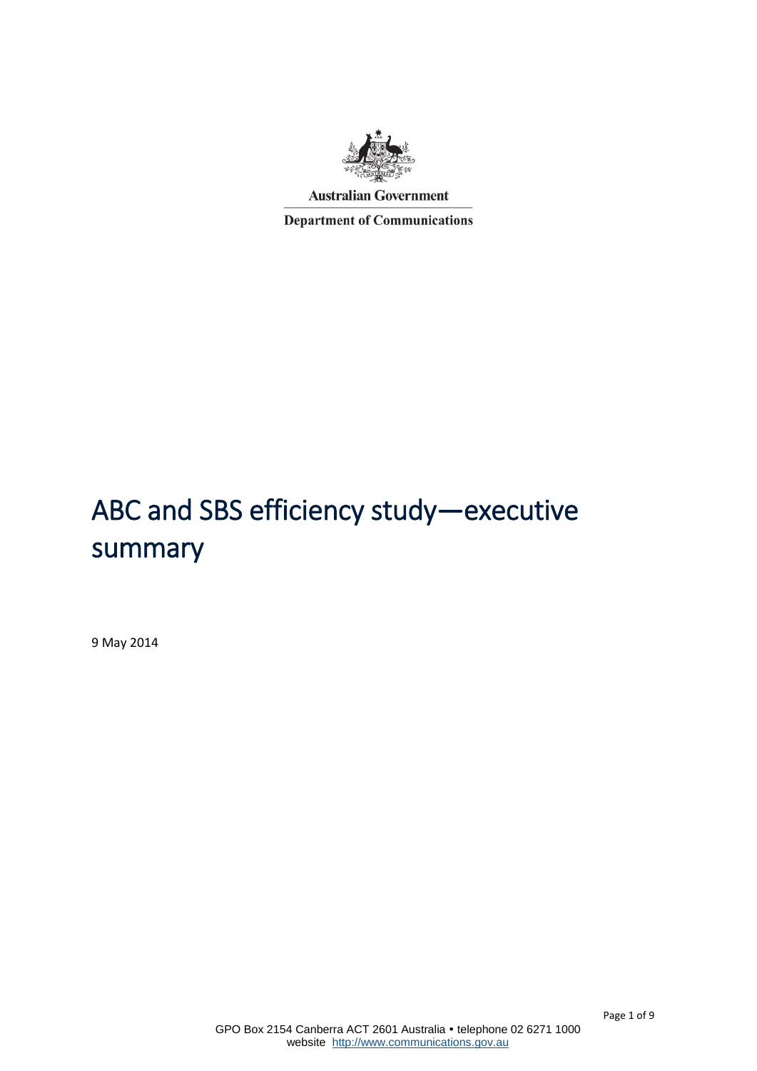Australian Government

Department of Communications

# ABC and SBS efficiency study—executive summary

9 May 2014

GPO Box 2154 Canberra ACT 2601 Australia • telephone 02 6271 1000
website http://www.communications.gov.au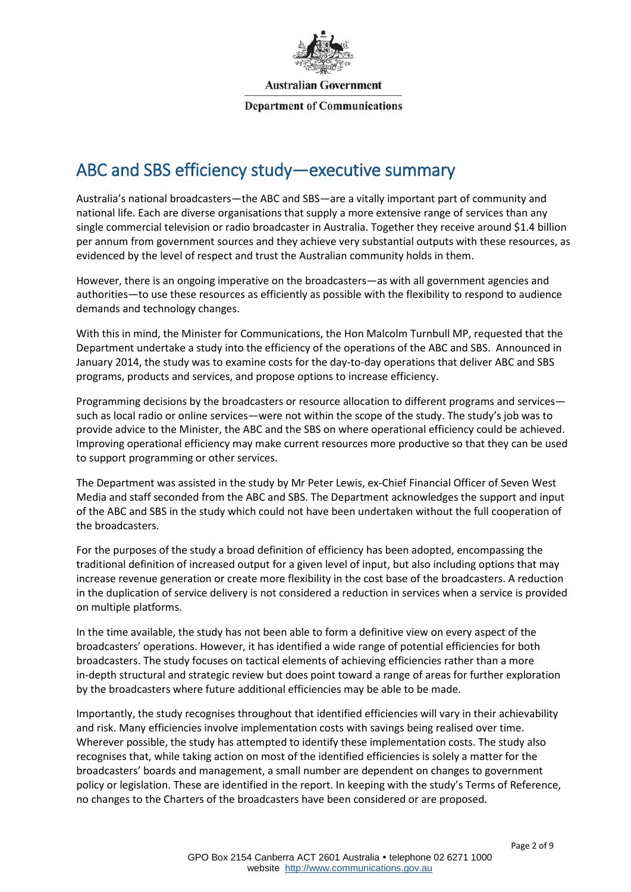# ABC and SBS efficiency study—executive summary

Australia's national broadcasters—the ABC and SBS—are a vitally important part of community and national life. Each are diverse organisations that supply a more extensive range of services than any single commercial television or radio broadcaster in Australia. Together they receive around $1.4 billion per annum from government sources and they achieve very substantial outputs with these resources, as evidenced by the level of respect and trust the Australian community holds in them.

However, there is an ongoing imperative on the broadcasters—as with all government agencies and authorities—to use these resources as efficiently as possible with the flexibility to respond to audience demands and technology changes.

With this in mind, the Minister for Communications, the Hon Malcolm Turnbull MP, requested that the Department undertake a study into the efficiency of the operations of the ABC and SBS. Announced in January 2014, the study was to examine costs for the day-to-day operations that deliver ABC and SBS programs, products and services, and propose options to increase efficiency.

Programming decisions by the broadcasters or resource allocation to different programs and services—such as local radio or online services—were not within the scope of the study. The study's job was to provide advice to the Minister, the ABC and the SBS on where operational efficiency could be achieved. Improving operational efficiency may make current resources more productive so that they can be used to support programming or other services.

The Department was assisted in the study by Mr Peter Lewis, ex-Chief Financial Officer of Seven West Media and staff seconded from the ABC and SBS. The Department acknowledges the support and input of the ABC and SBS in the study which could not have been undertaken without the full cooperation of the broadcasters.

For the purposes of the study a broad definition of efficiency has been adopted, encompassing the traditional definition of increased output for a given level of input, but also including options that may increase revenue generation or create more flexibility in the cost base of the broadcasters. A reduction in the duplication of service delivery is not considered a reduction in services when a service is provided on multiple platforms.

In the time available, the study has not been able to form a definitive view on every aspect of the broadcasters' operations. However, it has identified a wide range of potential efficiencies for both broadcasters. The study focuses on tactical elements of achieving efficiencies rather than a more in-depth structural and strategic review but does point toward a range of areas for further exploration by the broadcasters where future additional efficiencies may be able to be made.

Importantly, the study recognises throughout that identified efficiencies will vary in their achievability and risk. Many efficiencies involve implementation costs with savings being realised over time. Wherever possible, the study has attempted to identify these implementation costs. The study also recognises that, while taking action on most of the identified efficiencies is solely a matter for the broadcasters' boards and management, a small number are dependent on changes to government policy or legislation. These are identified in the report. In keeping with the study's Terms of Reference, no changes to the Charters of the broadcasters have been considered or are proposed.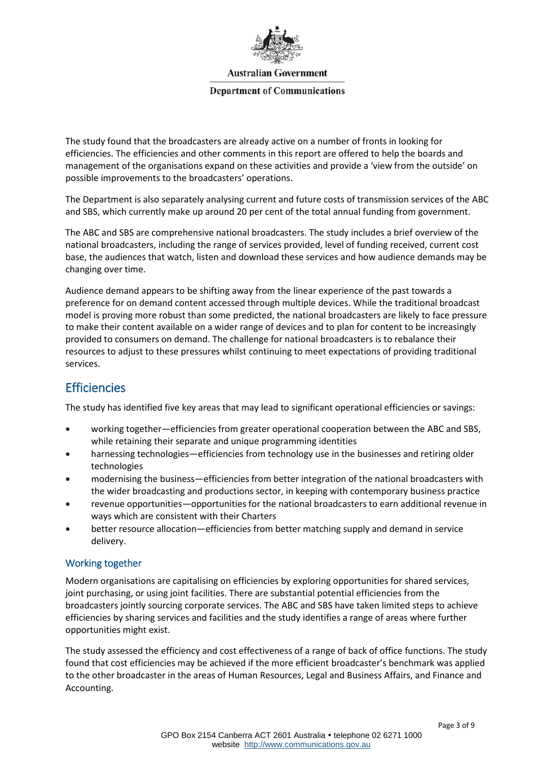The study found that the broadcasters are already active on a number of fronts in looking for efficiencies. The efficiencies and other comments in this report are offered to help the boards and management of the organisations expand on these activities and provide a 'view from the outside' on possible improvements to the broadcasters' operations.

The Department is also separately analysing current and future costs of transmission services of the ABC and SBS, which currently make up around 20 per cent of the total annual funding from government.

The ABC and SBS are comprehensive national broadcasters. The study includes a brief overview of the national broadcasters, including the range of services provided, level of funding received, current cost base, the audiences that watch, listen and download these services and how audience demands may be changing over time.

Audience demand appears to be shifting away from the linear experience of the past towards a preference for on demand content accessed through multiple devices. While the traditional broadcast model is proving more robust than some predicted, the national broadcasters are likely to face pressure to make their content available on a wider range of devices and to plan for content to be increasingly provided to consumers on demand. The challenge for national broadcasters is to rebalance their resources to adjust to these pressures whilst continuing to meet expectations of providing traditional services.

## Efficiencies

The study has identified five key areas that may lead to significant operational efficiencies or savings:

- working together—efficiencies from greater operational cooperation between the ABC and SBS, while retaining their separate and unique programming identities
- harnessing technologies—efficiencies from technology use in the businesses and retiring older technologies
- modernising the business—efficiencies from better integration of the national broadcasters with the wider broadcasting and productions sector, in keeping with contemporary business practice
- revenue opportunities—opportunities for the national broadcasters to earn additional revenue in ways which are consistent with their Charters
- better resource allocation—efficiencies from better matching supply and demand in service delivery.

### Working together

Modern organisations are capitalising on efficiencies by exploring opportunities for shared services, joint purchasing, or using joint facilities. There are substantial potential efficiencies from the broadcasters jointly sourcing corporate services. The ABC and SBS have taken limited steps to achieve efficiencies by sharing services and facilities and the study identifies a range of areas where further opportunities might exist.

The study assessed the efficiency and cost effectiveness of a range of back of office functions. The study found that cost efficiencies may be achieved if the more efficient broadcaster's benchmark was applied to the other broadcaster in the areas of Human Resources, Legal and Business Affairs, and Finance and Accounting.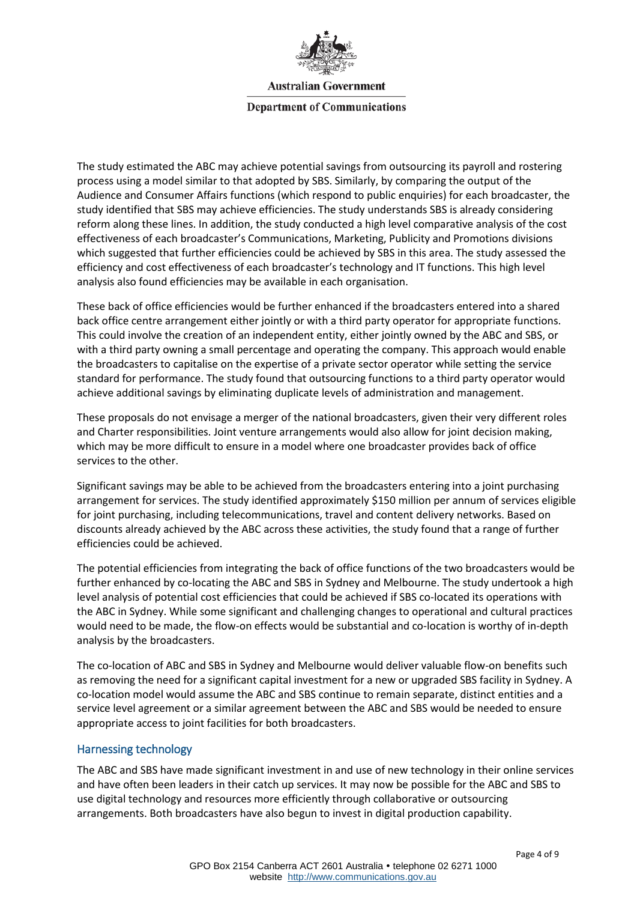The study estimated the ABC may achieve potential savings from outsourcing its payroll and rostering process using a model similar to that adopted by SBS. Similarly, by comparing the output of the Audience and Consumer Affairs functions (which respond to public enquiries) for each broadcaster, the study identified that SBS may achieve efficiencies. The study understands SBS is already considering reform along these lines. In addition, the study conducted a high level comparative analysis of the cost effectiveness of each broadcaster's Communications, Marketing, Publicity and Promotions divisions which suggested that further efficiencies could be achieved by SBS in this area. The study assessed the efficiency and cost effectiveness of each broadcaster's technology and IT functions. This high level analysis also found efficiencies may be available in each organisation.

These back of office efficiencies would be further enhanced if the broadcasters entered into a shared back office centre arrangement either jointly or with a third party operator for appropriate functions. This could involve the creation of an independent entity, either jointly owned by the ABC and SBS, or with a third party owning a small percentage and operating the company. This approach would enable the broadcasters to capitalise on the expertise of a private sector operator while setting the service standard for performance. The study found that outsourcing functions to a third party operator would achieve additional savings by eliminating duplicate levels of administration and management.

These proposals do not envisage a merger of the national broadcasters, given their very different roles and Charter responsibilities. Joint venture arrangements would also allow for joint decision making, which may be more difficult to ensure in a model where one broadcaster provides back of office services to the other.

Significant savings may be able to be achieved from the broadcasters entering into a joint purchasing arrangement for services. The study identified approximately $150 million per annum of services eligible for joint purchasing, including telecommunications, travel and content delivery networks. Based on discounts already achieved by the ABC across these activities, the study found that a range of further efficiencies could be achieved.

The potential efficiencies from integrating the back of office functions of the two broadcasters would be further enhanced by co-locating the ABC and SBS in Sydney and Melbourne. The study undertook a high level analysis of potential cost efficiencies that could be achieved if SBS co-located its operations with the ABC in Sydney. While some significant and challenging changes to operational and cultural practices would need to be made, the flow-on effects would be substantial and co-location is worthy of in-depth analysis by the broadcasters.

The co-location of ABC and SBS in Sydney and Melbourne would deliver valuable flow-on benefits such as removing the need for a significant capital investment for a new or upgraded SBS facility in Sydney. A co-location model would assume the ABC and SBS continue to remain separate, distinct entities and a service level agreement or a similar agreement between the ABC and SBS would be needed to ensure appropriate access to joint facilities for both broadcasters.

## Harnessing technology

The ABC and SBS have made significant investment in and use of new technology in their online services and have often been leaders in their catch up services. It may now be possible for the ABC and SBS to use digital technology and resources more efficiently through collaborative or outsourcing arrangements. Both broadcasters have also begun to invest in digital production capability.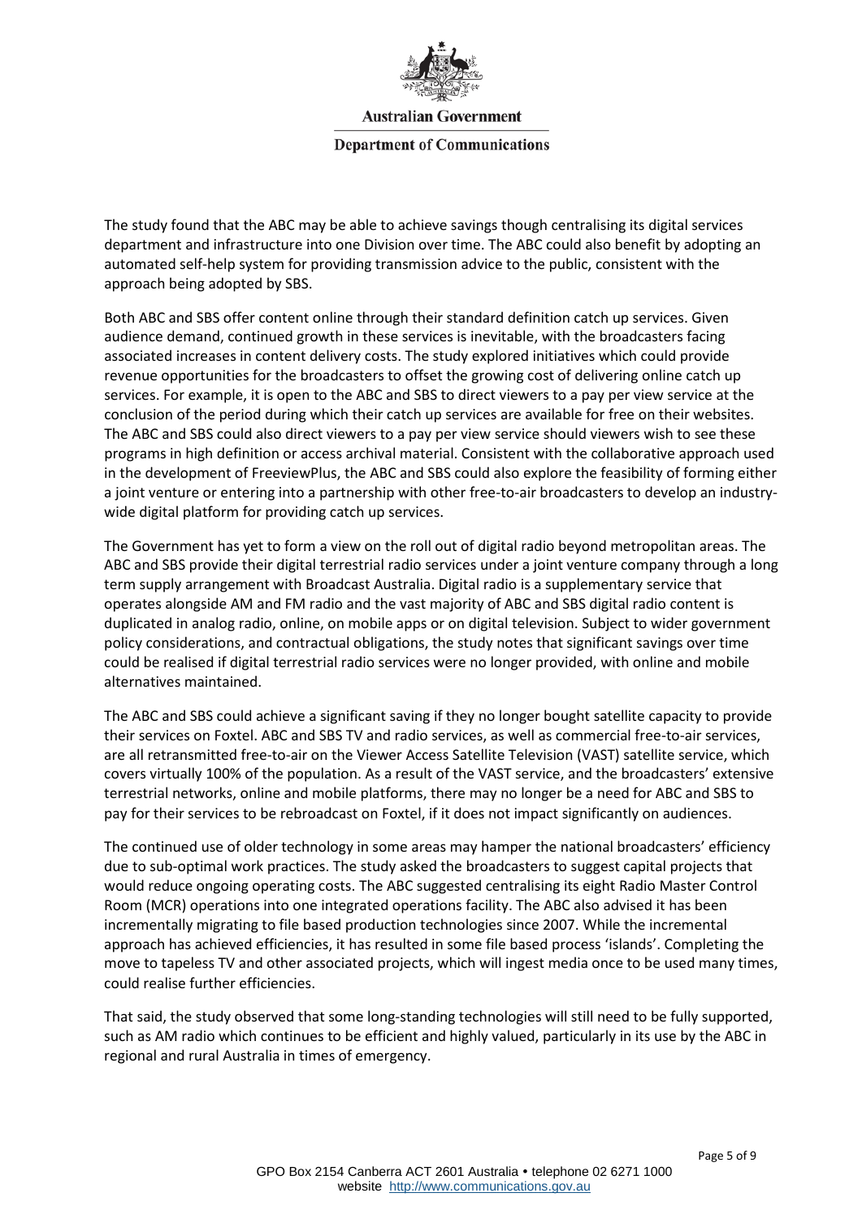The study found that the ABC may be able to achieve savings though centralising its digital services department and infrastructure into one Division over time. The ABC could also benefit by adopting an automated self-help system for providing transmission advice to the public, consistent with the approach being adopted by SBS.

Both ABC and SBS offer content online through their standard definition catch up services. Given audience demand, continued growth in these services is inevitable, with the broadcasters facing associated increases in content delivery costs. The study explored initiatives which could provide revenue opportunities for the broadcasters to offset the growing cost of delivering online catch up services. For example, it is open to the ABC and SBS to direct viewers to a pay per view service at the conclusion of the period during which their catch up services are available for free on their websites. The ABC and SBS could also direct viewers to a pay per view service should viewers wish to see these programs in high definition or access archival material. Consistent with the collaborative approach used in the development of FreeviewPlus, the ABC and SBS could also explore the feasibility of forming either a joint venture or entering into a partnership with other free-to-air broadcasters to develop an industry-wide digital platform for providing catch up services.

The Government has yet to form a view on the roll out of digital radio beyond metropolitan areas. The ABC and SBS provide their digital terrestrial radio services under a joint venture company through a long term supply arrangement with Broadcast Australia. Digital radio is a supplementary service that operates alongside AM and FM radio and the vast majority of ABC and SBS digital radio content is duplicated in analog radio, online, on mobile apps or on digital television. Subject to wider government policy considerations, and contractual obligations, the study notes that significant savings over time could be realised if digital terrestrial radio services were no longer provided, with online and mobile alternatives maintained.

The ABC and SBS could achieve a significant saving if they no longer bought satellite capacity to provide their services on Foxtel. ABC and SBS TV and radio services, as well as commercial free-to-air services, are all retransmitted free-to-air on the Viewer Access Satellite Television (VAST) satellite service, which covers virtually 100% of the population. As a result of the VAST service, and the broadcasters' extensive terrestrial networks, online and mobile platforms, there may no longer be a need for ABC and SBS to pay for their services to be rebroadcast on Foxtel, if it does not impact significantly on audiences.

The continued use of older technology in some areas may hamper the national broadcasters' efficiency due to sub-optimal work practices. The study asked the broadcasters to suggest capital projects that would reduce ongoing operating costs. The ABC suggested centralising its eight Radio Master Control Room (MCR) operations into one integrated operations facility. The ABC also advised it has been incrementally migrating to file based production technologies since 2007. While the incremental approach has achieved efficiencies, it has resulted in some file based process 'islands'. Completing the move to tapeless TV and other associated projects, which will ingest media once to be used many times, could realise further efficiencies.

That said, the study observed that some long-standing technologies will still need to be fully supported, such as AM radio which continues to be efficient and highly valued, particularly in its use by the ABC in regional and rural Australia in times of emergency.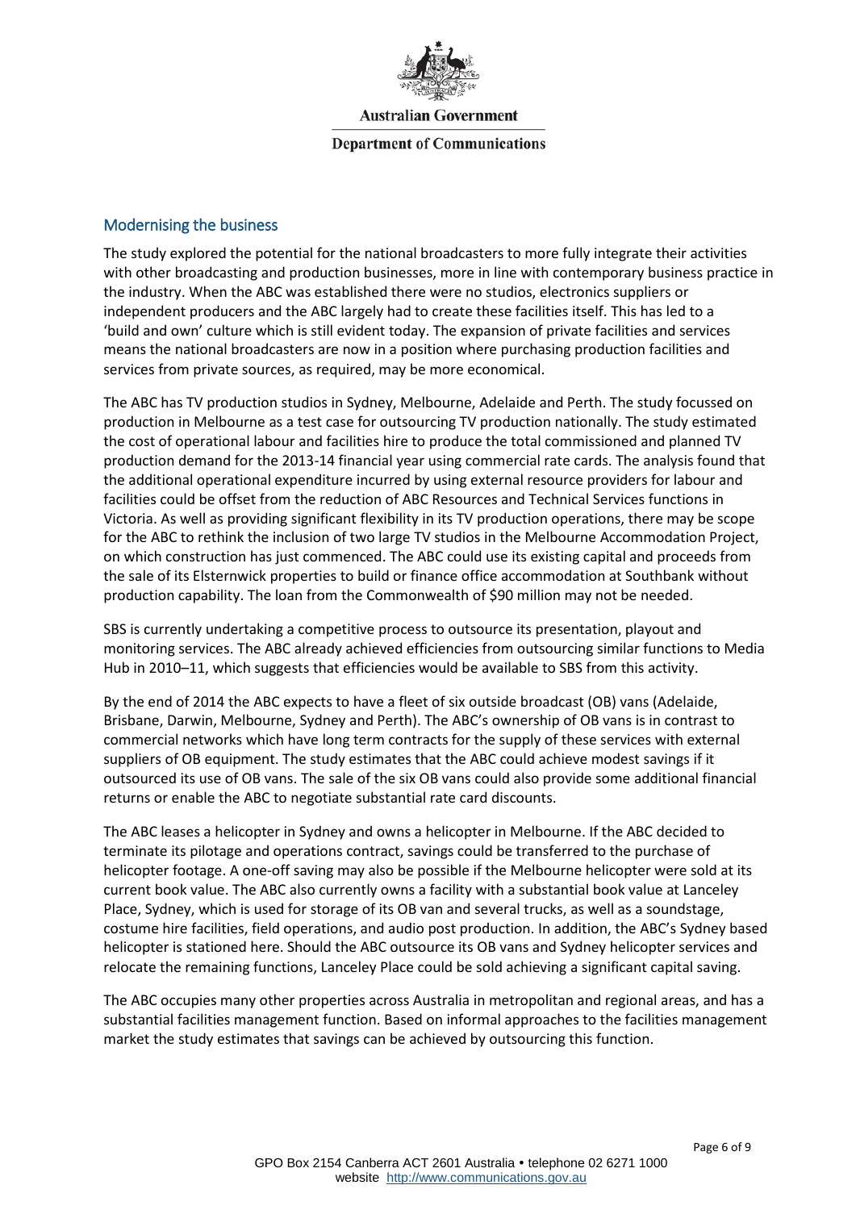## Modernising the business

The study explored the potential for the national broadcasters to more fully integrate their activities with other broadcasting and production businesses, more in line with contemporary business practice in the industry. When the ABC was established there were no studios, electronics suppliers or independent producers and the ABC largely had to create these facilities itself. This has led to a 'build and own' culture which is still evident today. The expansion of private facilities and services means the national broadcasters are now in a position where purchasing production facilities and services from private sources, as required, may be more economical.

The ABC has TV production studios in Sydney, Melbourne, Adelaide and Perth. The study focussed on production in Melbourne as a test case for outsourcing TV production nationally. The study estimated the cost of operational labour and facilities hire to produce the total commissioned and planned TV production demand for the 2013-14 financial year using commercial rate cards. The analysis found that the additional operational expenditure incurred by using external resource providers for labour and facilities could be offset from the reduction of ABC Resources and Technical Services functions in Victoria. As well as providing significant flexibility in its TV production operations, there may be scope for the ABC to rethink the inclusion of two large TV studios in the Melbourne Accommodation Project, on which construction has just commenced. The ABC could use its existing capital and proceeds from the sale of its Elsternwick properties to build or finance office accommodation at Southbank without production capability. The loan from the Commonwealth of $90 million may not be needed.

SBS is currently undertaking a competitive process to outsource its presentation, playout and monitoring services. The ABC already achieved efficiencies from outsourcing similar functions to Media Hub in 2010–11, which suggests that efficiencies would be available to SBS from this activity.

By the end of 2014 the ABC expects to have a fleet of six outside broadcast (OB) vans (Adelaide, Brisbane, Darwin, Melbourne, Sydney and Perth). The ABC's ownership of OB vans is in contrast to commercial networks which have long term contracts for the supply of these services with external suppliers of OB equipment. The study estimates that the ABC could achieve modest savings if it outsourced its use of OB vans. The sale of the six OB vans could also provide some additional financial returns or enable the ABC to negotiate substantial rate card discounts.

The ABC leases a helicopter in Sydney and owns a helicopter in Melbourne. If the ABC decided to terminate its pilotage and operations contract, savings could be transferred to the purchase of helicopter footage. A one-off saving may also be possible if the Melbourne helicopter were sold at its current book value. The ABC also currently owns a facility with a substantial book value at Lanceley Place, Sydney, which is used for storage of its OB van and several trucks, as well as a soundstage, costume hire facilities, field operations, and audio post production. In addition, the ABC's Sydney based helicopter is stationed here. Should the ABC outsource its OB vans and Sydney helicopter services and relocate the remaining functions, Lanceley Place could be sold achieving a significant capital saving.

The ABC occupies many other properties across Australia in metropolitan and regional areas, and has a substantial facilities management function. Based on informal approaches to the facilities management market the study estimates that savings can be achieved by outsourcing this function.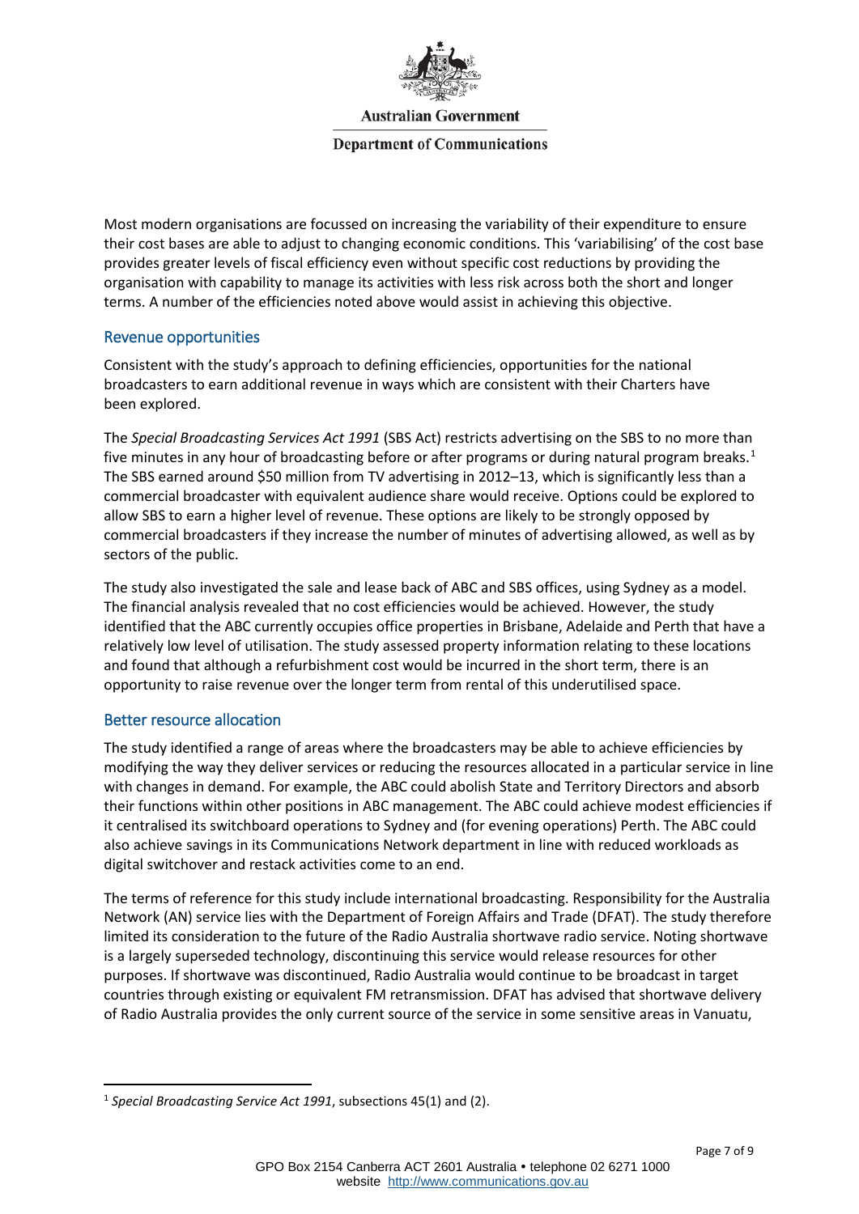Most modern organisations are focussed on increasing the variability of their expenditure to ensure their cost bases are able to adjust to changing economic conditions. This 'variabilising' of the cost base provides greater levels of fiscal efficiency even without specific cost reductions by providing the organisation with capability to manage its activities with less risk across both the short and longer terms. A number of the efficiencies noted above would assist in achieving this objective.

## Revenue opportunities

Consistent with the study's approach to defining efficiencies, opportunities for the national broadcasters to earn additional revenue in ways which are consistent with their Charters have been explored.

The *Special Broadcasting Services Act 1991* (SBS Act) restricts advertising on the SBS to no more than five minutes in any hour of broadcasting before or after programs or during natural program breaks.[1] The SBS earned around $50 million from TV advertising in 2012–13, which is significantly less than a commercial broadcaster with equivalent audience share would receive. Options could be explored to allow SBS to earn a higher level of revenue. These options are likely to be strongly opposed by commercial broadcasters if they increase the number of minutes of advertising allowed, as well as by sectors of the public.

The study also investigated the sale and lease back of ABC and SBS offices, using Sydney as a model. The financial analysis revealed that no cost efficiencies would be achieved. However, the study identified that the ABC currently occupies office properties in Brisbane, Adelaide and Perth that have a relatively low level of utilisation. The study assessed property information relating to these locations and found that although a refurbishment cost would be incurred in the short term, there is an opportunity to raise revenue over the longer term from rental of this underutilised space.

## Better resource allocation

The study identified a range of areas where the broadcasters may be able to achieve efficiencies by modifying the way they deliver services or reducing the resources allocated in a particular service in line with changes in demand. For example, the ABC could abolish State and Territory Directors and absorb their functions within other positions in ABC management. The ABC could achieve modest efficiencies if it centralised its switchboard operations to Sydney and (for evening operations) Perth. The ABC could also achieve savings in its Communications Network department in line with reduced workloads as digital switchover and restack activities come to an end.

The terms of reference for this study include international broadcasting. Responsibility for the Australia Network (AN) service lies with the Department of Foreign Affairs and Trade (DFAT). The study therefore limited its consideration to the future of the Radio Australia shortwave radio service. Noting shortwave is a largely superseded technology, discontinuing this service would release resources for other purposes. If shortwave was discontinued, Radio Australia would continue to be broadcast in target countries through existing or equivalent FM retransmission. DFAT has advised that shortwave delivery of Radio Australia provides the only current source of the service in some sensitive areas in Vanuatu,

---

[1] *Special Broadcasting Service Act 1991*, subsections 45(1) and (2).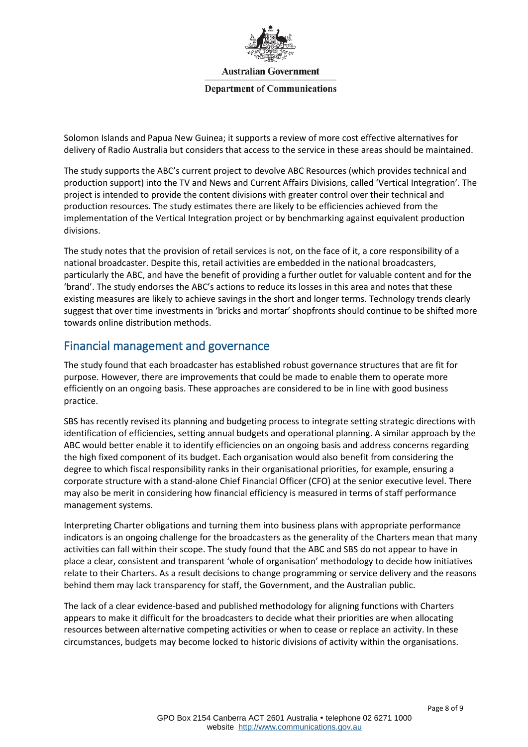Solomon Islands and Papua New Guinea; it supports a review of more cost effective alternatives for delivery of Radio Australia but considers that access to the service in these areas should be maintained.

The study supports the ABC's current project to devolve ABC Resources (which provides technical and production support) into the TV and News and Current Affairs Divisions, called 'Vertical Integration'. The project is intended to provide the content divisions with greater control over their technical and production resources. The study estimates there are likely to be efficiencies achieved from the implementation of the Vertical Integration project or by benchmarking against equivalent production divisions.

The study notes that the provision of retail services is not, on the face of it, a core responsibility of a national broadcaster. Despite this, retail activities are embedded in the national broadcasters, particularly the ABC, and have the benefit of providing a further outlet for valuable content and for the 'brand'. The study endorses the ABC's actions to reduce its losses in this area and notes that these existing measures are likely to achieve savings in the short and longer terms. Technology trends clearly suggest that over time investments in 'bricks and mortar' shopfronts should continue to be shifted more towards online distribution methods.

## Financial management and governance

The study found that each broadcaster has established robust governance structures that are fit for purpose. However, there are improvements that could be made to enable them to operate more efficiently on an ongoing basis. These approaches are considered to be in line with good business practice.

SBS has recently revised its planning and budgeting process to integrate setting strategic directions with identification of efficiencies, setting annual budgets and operational planning. A similar approach by the ABC would better enable it to identify efficiencies on an ongoing basis and address concerns regarding the high fixed component of its budget. Each organisation would also benefit from considering the degree to which fiscal responsibility ranks in their organisational priorities, for example, ensuring a corporate structure with a stand-alone Chief Financial Officer (CFO) at the senior executive level. There may also be merit in considering how financial efficiency is measured in terms of staff performance management systems.

Interpreting Charter obligations and turning them into business plans with appropriate performance indicators is an ongoing challenge for the broadcasters as the generality of the Charters mean that many activities can fall within their scope. The study found that the ABC and SBS do not appear to have in place a clear, consistent and transparent 'whole of organisation' methodology to decide how initiatives relate to their Charters. As a result decisions to change programming or service delivery and the reasons behind them may lack transparency for staff, the Government, and the Australian public.

The lack of a clear evidence-based and published methodology for aligning functions with Charters appears to make it difficult for the broadcasters to decide what their priorities are when allocating resources between alternative competing activities or when to cease or replace an activity. In these circumstances, budgets may become locked to historic divisions of activity within the organisations.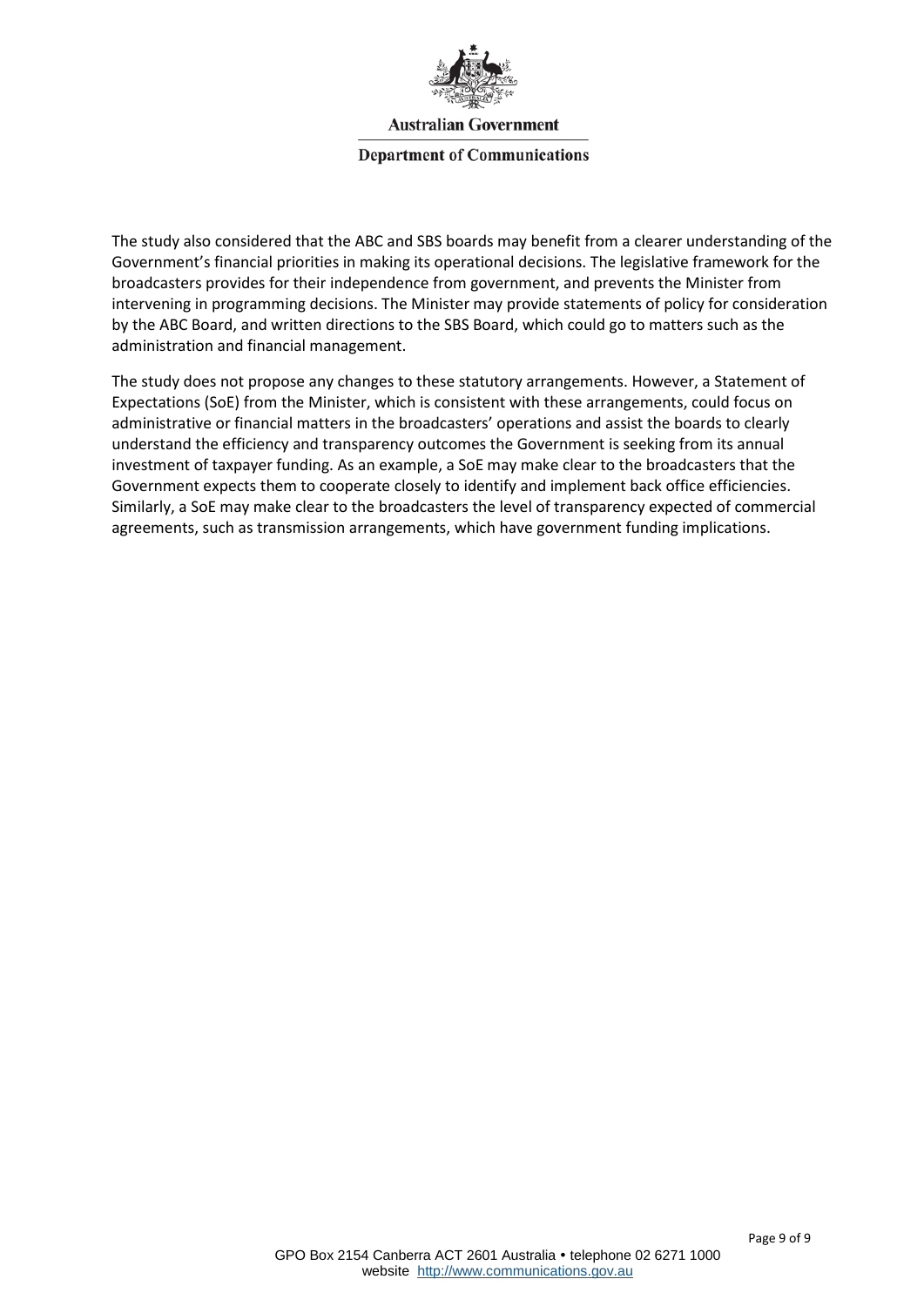The study also considered that the ABC and SBS boards may benefit from a clearer understanding of the Government's financial priorities in making its operational decisions. The legislative framework for the broadcasters provides for their independence from government, and prevents the Minister from intervening in programming decisions. The Minister may provide statements of policy for consideration by the ABC Board, and written directions to the SBS Board, which could go to matters such as the administration and financial management.

The study does not propose any changes to these statutory arrangements. However, a Statement of Expectations (SoE) from the Minister, which is consistent with these arrangements, could focus on administrative or financial matters in the broadcasters' operations and assist the boards to clearly understand the efficiency and transparency outcomes the Government is seeking from its annual investment of taxpayer funding. As an example, a SoE may make clear to the broadcasters that the Government expects them to cooperate closely to identify and implement back office efficiencies. Similarly, a SoE may make clear to the broadcasters the level of transparency expected of commercial agreements, such as transmission arrangements, which have government funding implications.